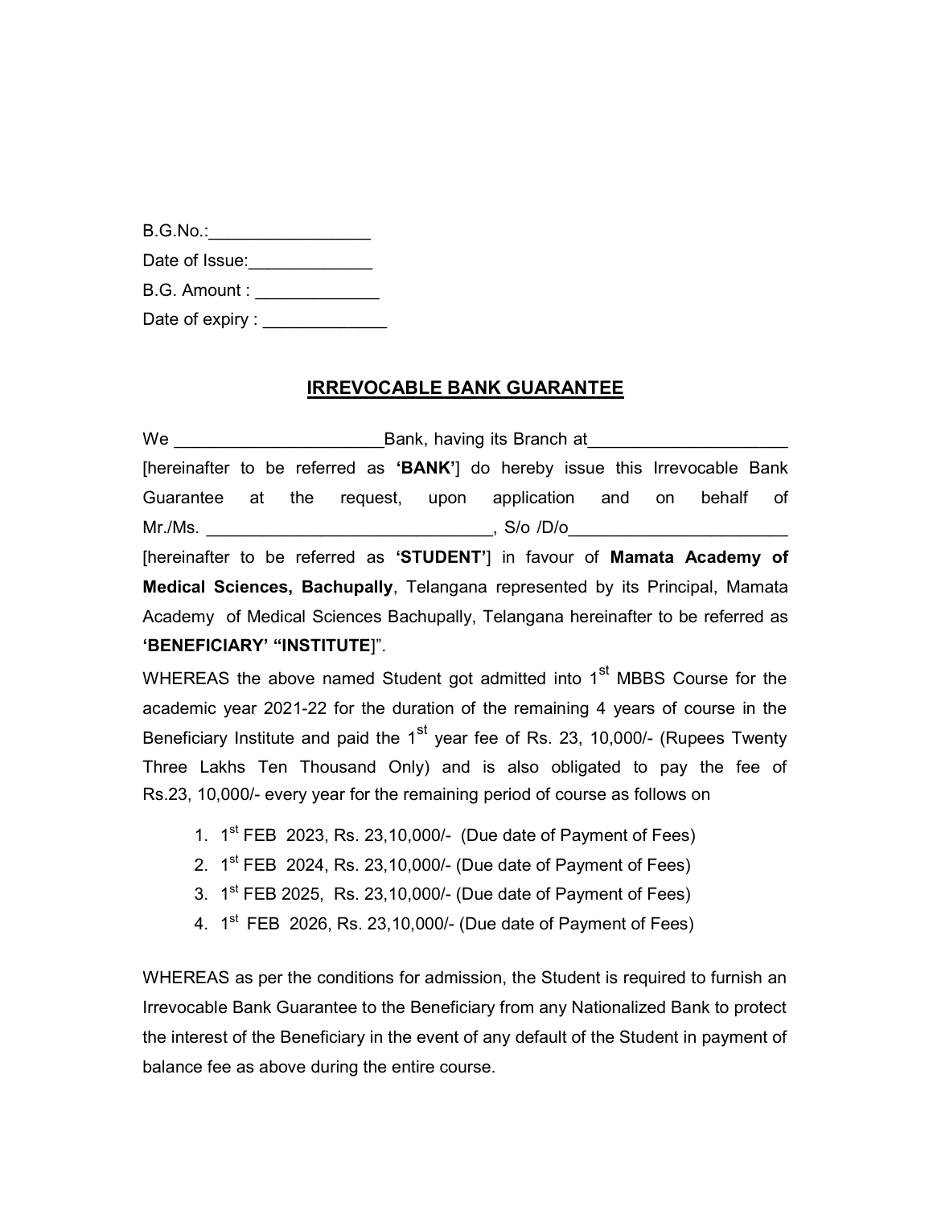B.G.No.:_________________

Date of Issue:_____________

B.G. Amount : _____________

Date of expiry : _____________

## IRREVOCABLE BANK GUARANTEE

We ______________________Bank, having its Branch at____________________ [hereinafter to be referred as **'BANK'**] do hereby issue this Irrevocable Bank Guarantee at the request, upon application and on behalf of Mr./Ms. ______________________________, S/o /D/o_______________________ [hereinafter to be referred as **'STUDENT'**] in favour of **Mamata Academy of Medical Sciences, Bachupally**, Telangana represented by its Principal, Mamata Academy of Medical Sciences Bachupally, Telangana hereinafter to be referred as **'BENEFICIARY' "INSTITUTE**]".

WHEREAS the above named Student got admitted into 1st MBBS Course for the academic year 2021-22 for the duration of the remaining 4 years of course in the Beneficiary Institute and paid the 1st year fee of Rs. 23, 10,000/- (Rupees Twenty Three Lakhs Ten Thousand Only) and is also obligated to pay the fee of Rs.23, 10,000/- every year for the remaining period of course as follows on

1. 1st FEB 2023, Rs. 23,10,000/- (Due date of Payment of Fees)
2. 1st FEB 2024, Rs. 23,10,000/- (Due date of Payment of Fees)
3. 1st FEB 2025, Rs. 23,10,000/- (Due date of Payment of Fees)
4. 1st FEB 2026, Rs. 23,10,000/- (Due date of Payment of Fees)

WHEREAS as per the conditions for admission, the Student is required to furnish an Irrevocable Bank Guarantee to the Beneficiary from any Nationalized Bank to protect the interest of the Beneficiary in the event of any default of the Student in payment of balance fee as above during the entire course.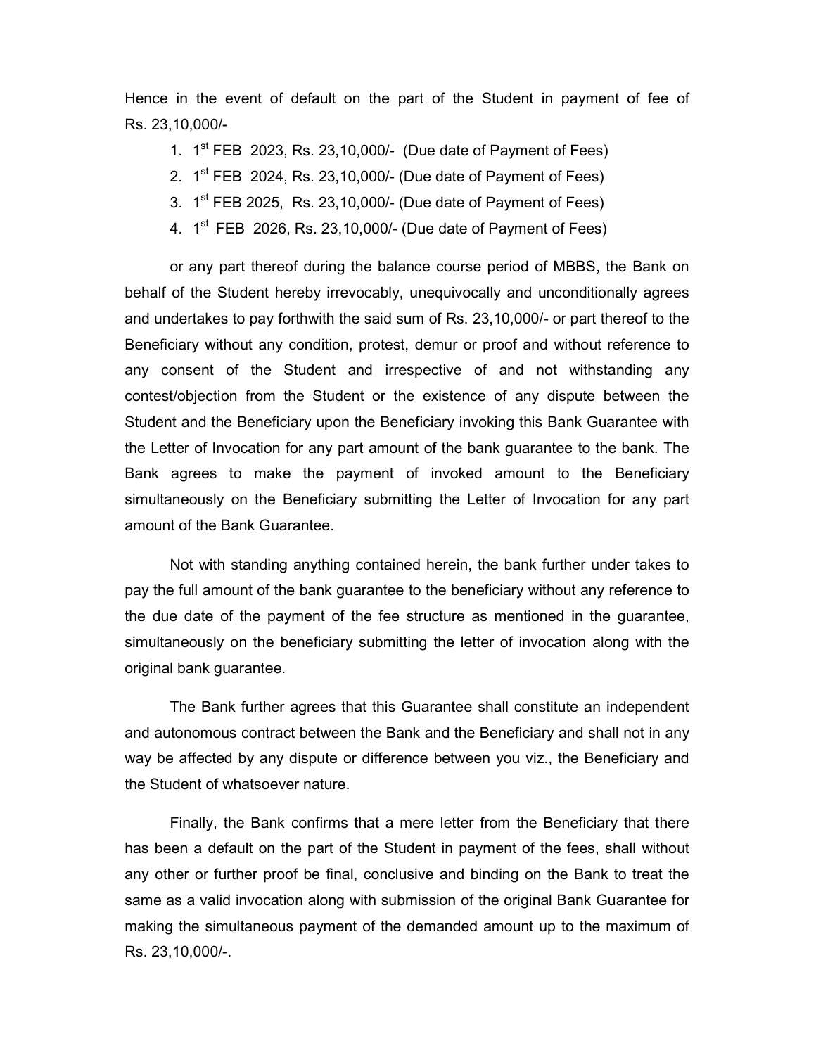Hence in the event of default on the part of the Student in payment of fee of Rs. 23,10,000/-

1. 1st FEB 2023, Rs. 23,10,000/- (Due date of Payment of Fees)
2. 1st FEB 2024, Rs. 23,10,000/- (Due date of Payment of Fees)
3. 1st FEB 2025, Rs. 23,10,000/- (Due date of Payment of Fees)
4. 1st FEB 2026, Rs. 23,10,000/- (Due date of Payment of Fees)

or any part thereof during the balance course period of MBBS, the Bank on behalf of the Student hereby irrevocably, unequivocally and unconditionally agrees and undertakes to pay forthwith the said sum of Rs. 23,10,000/- or part thereof to the Beneficiary without any condition, protest, demur or proof and without reference to any consent of the Student and irrespective of and not withstanding any contest/objection from the Student or the existence of any dispute between the Student and the Beneficiary upon the Beneficiary invoking this Bank Guarantee with the Letter of Invocation for any part amount of the bank guarantee to the bank. The Bank agrees to make the payment of invoked amount to the Beneficiary simultaneously on the Beneficiary submitting the Letter of Invocation for any part amount of the Bank Guarantee.

Not with standing anything contained herein, the bank further under takes to pay the full amount of the bank guarantee to the beneficiary without any reference to the due date of the payment of the fee structure as mentioned in the guarantee, simultaneously on the beneficiary submitting the letter of invocation along with the original bank guarantee.

The Bank further agrees that this Guarantee shall constitute an independent and autonomous contract between the Bank and the Beneficiary and shall not in any way be affected by any dispute or difference between you viz., the Beneficiary and the Student of whatsoever nature.

Finally, the Bank confirms that a mere letter from the Beneficiary that there has been a default on the part of the Student in payment of the fees, shall without any other or further proof be final, conclusive and binding on the Bank to treat the same as a valid invocation along with submission of the original Bank Guarantee for making the simultaneous payment of the demanded amount up to the maximum of Rs. 23,10,000/-.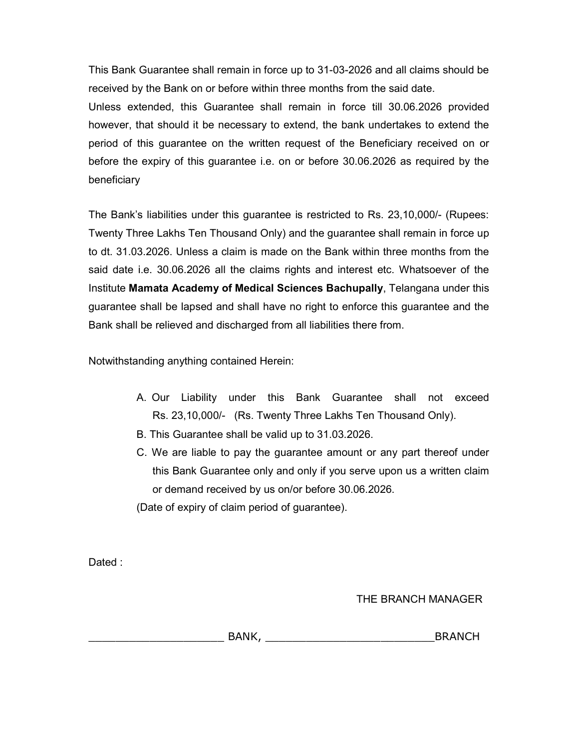This Bank Guarantee shall remain in force up to 31-03-2026 and all claims should be received by the Bank on or before within three months from the said date.

Unless extended, this Guarantee shall remain in force till 30.06.2026 provided however, that should it be necessary to extend, the bank undertakes to extend the period of this guarantee on the written request of the Beneficiary received on or before the expiry of this guarantee i.e. on or before 30.06.2026 as required by the beneficiary

The Bank's liabilities under this guarantee is restricted to Rs. 23,10,000/- (Rupees: Twenty Three Lakhs Ten Thousand Only) and the guarantee shall remain in force up to dt. 31.03.2026. Unless a claim is made on the Bank within three months from the said date i.e. 30.06.2026 all the claims rights and interest etc. Whatsoever of the Institute **Mamata Academy of Medical Sciences Bachupally**, Telangana under this guarantee shall be lapsed and shall have no right to enforce this guarantee and the Bank shall be relieved and discharged from all liabilities there from.

Notwithstanding anything contained Herein:

A. Our Liability under this Bank Guarantee shall not exceed Rs. 23,10,000/- (Rs. Twenty Three Lakhs Ten Thousand Only).

B. This Guarantee shall be valid up to 31.03.2026.

C. We are liable to pay the guarantee amount or any part thereof under this Bank Guarantee only and only if you serve upon us a written claim or demand received by us on/or before 30.06.2026.

(Date of expiry of claim period of guarantee).

Dated :

THE BRANCH MANAGER

______________________ BANK, ____________________________BRANCH